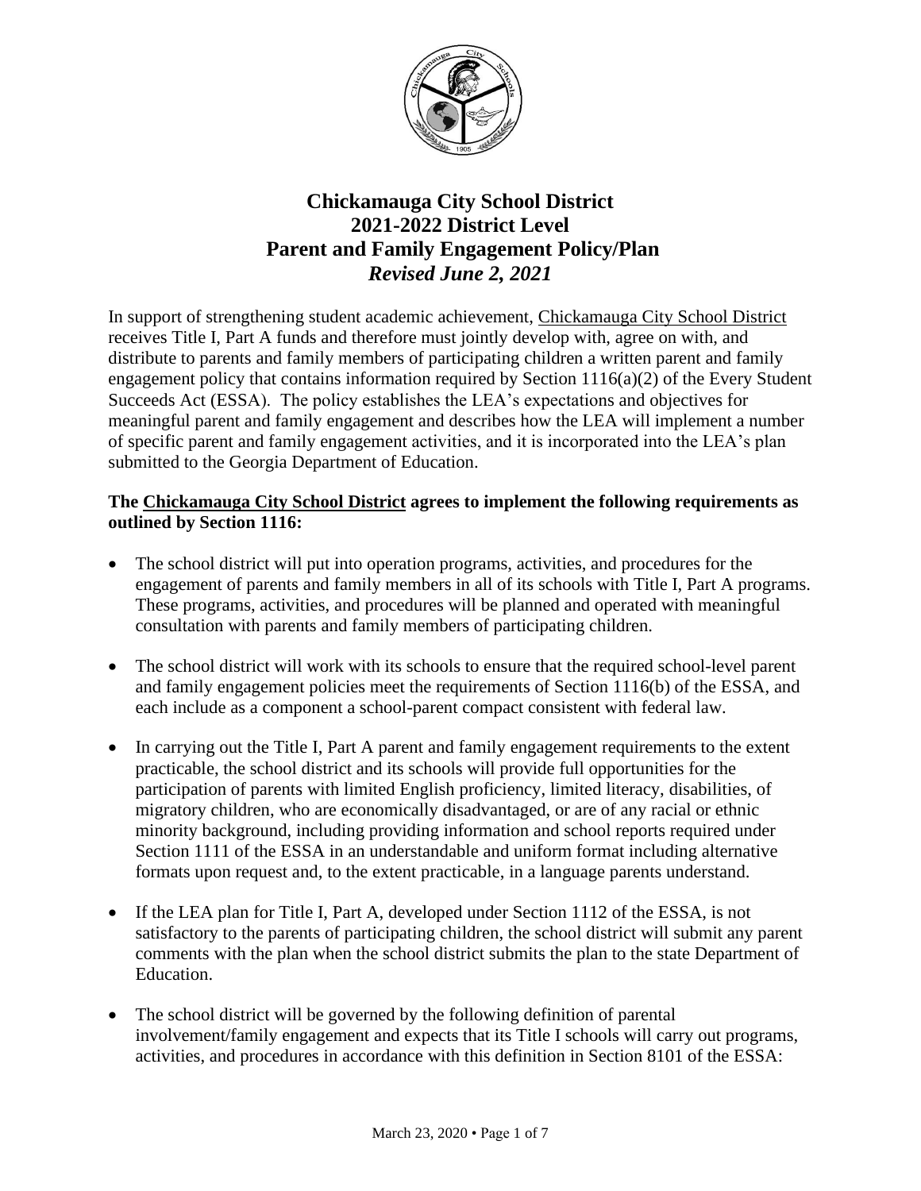# Chickamauga City School District
## 2021-2022 District Level
## Parent and Family Engagement Policy/Plan
### *Revised June 2, 2021*

In support of strengthening student academic achievement, Chickamauga City School District receives Title I, Part A funds and therefore must jointly develop with, agree on with, and distribute to parents and family members of participating children a written parent and family engagement policy that contains information required by Section 1116(a)(2) of the Every Student Succeeds Act (ESSA). The policy establishes the LEA's expectations and objectives for meaningful parent and family engagement and describes how the LEA will implement a number of specific parent and family engagement activities, and it is incorporated into the LEA's plan submitted to the Georgia Department of Education.

**The Chickamauga City School District agrees to implement the following requirements as outlined by Section 1116:**

- The school district will put into operation programs, activities, and procedures for the engagement of parents and family members in all of its schools with Title I, Part A programs. These programs, activities, and procedures will be planned and operated with meaningful consultation with parents and family members of participating children.

- The school district will work with its schools to ensure that the required school-level parent and family engagement policies meet the requirements of Section 1116(b) of the ESSA, and each include as a component a school-parent compact consistent with federal law.

- In carrying out the Title I, Part A parent and family engagement requirements to the extent practicable, the school district and its schools will provide full opportunities for the participation of parents with limited English proficiency, limited literacy, disabilities, of migratory children, who are economically disadvantaged, or are of any racial or ethnic minority background, including providing information and school reports required under Section 1111 of the ESSA in an understandable and uniform format including alternative formats upon request and, to the extent practicable, in a language parents understand.

- If the LEA plan for Title I, Part A, developed under Section 1112 of the ESSA, is not satisfactory to the parents of participating children, the school district will submit any parent comments with the plan when the school district submits the plan to the state Department of Education.

- The school district will be governed by the following definition of parental involvement/family engagement and expects that its Title I schools will carry out programs, activities, and procedures in accordance with this definition in Section 8101 of the ESSA: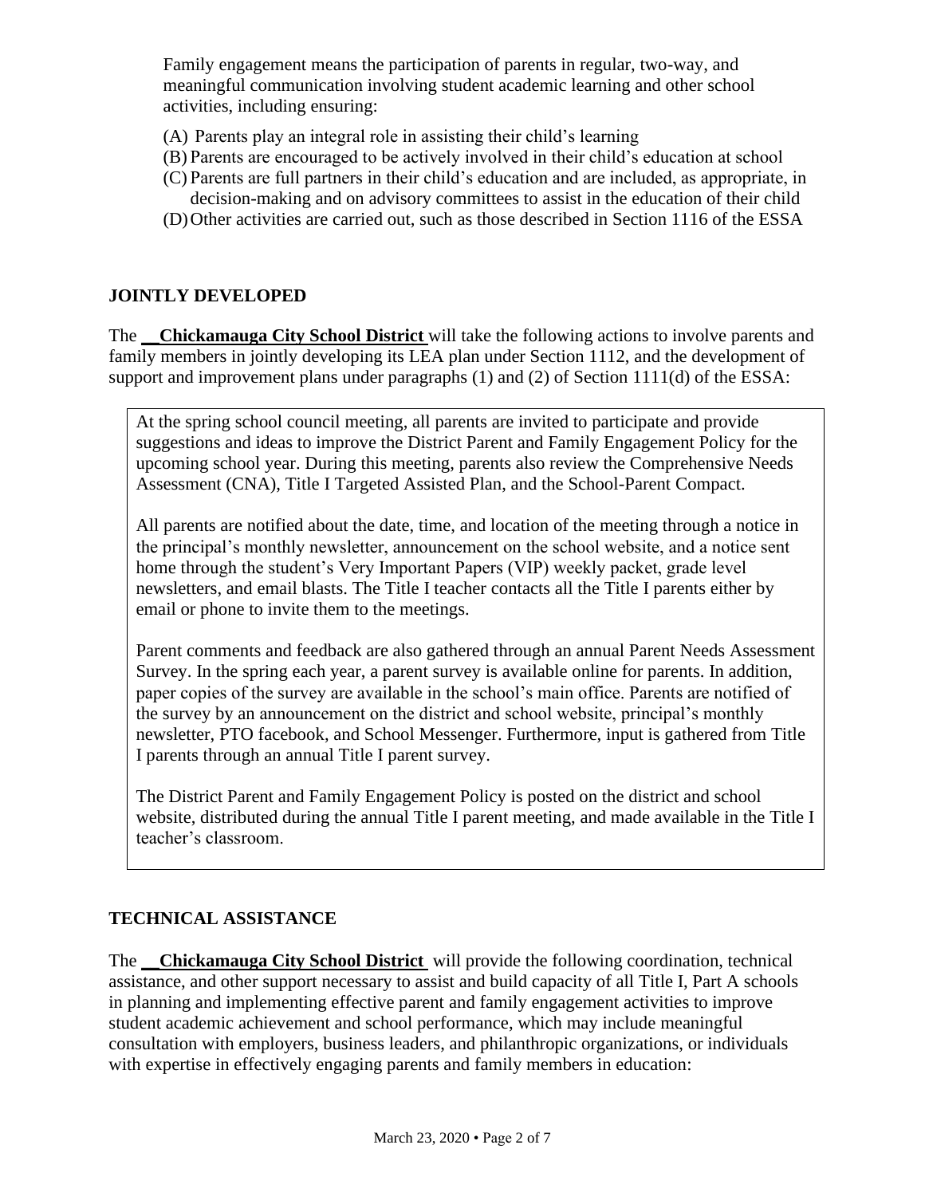Family engagement means the participation of parents in regular, two-way, and meaningful communication involving student academic learning and other school activities, including ensuring:

(A) Parents play an integral role in assisting their child's learning
(B) Parents are encouraged to be actively involved in their child's education at school
(C) Parents are full partners in their child's education and are included, as appropriate, in decision-making and on advisory committees to assist in the education of their child
(D) Other activities are carried out, such as those described in Section 1116 of the ESSA

## JOINTLY DEVELOPED

The **__Chickamauga City School District** will take the following actions to involve parents and family members in jointly developing its LEA plan under Section 1112, and the development of support and improvement plans under paragraphs (1) and (2) of Section 1111(d) of the ESSA:

At the spring school council meeting, all parents are invited to participate and provide suggestions and ideas to improve the District Parent and Family Engagement Policy for the upcoming school year. During this meeting, parents also review the Comprehensive Needs Assessment (CNA), Title I Targeted Assisted Plan, and the School-Parent Compact.

All parents are notified about the date, time, and location of the meeting through a notice in the principal's monthly newsletter, announcement on the school website, and a notice sent home through the student's Very Important Papers (VIP) weekly packet, grade level newsletters, and email blasts. The Title I teacher contacts all the Title I parents either by email or phone to invite them to the meetings.

Parent comments and feedback are also gathered through an annual Parent Needs Assessment Survey. In the spring each year, a parent survey is available online for parents. In addition, paper copies of the survey are available in the school's main office. Parents are notified of the survey by an announcement on the district and school website, principal's monthly newsletter, PTO facebook, and School Messenger. Furthermore, input is gathered from Title I parents through an annual Title I parent survey.

The District Parent and Family Engagement Policy is posted on the district and school website, distributed during the annual Title I parent meeting, and made available in the Title I teacher's classroom.

## TECHNICAL ASSISTANCE

The **__Chickamauga City School District** will provide the following coordination, technical assistance, and other support necessary to assist and build capacity of all Title I, Part A schools in planning and implementing effective parent and family engagement activities to improve student academic achievement and school performance, which may include meaningful consultation with employers, business leaders, and philanthropic organizations, or individuals with expertise in effectively engaging parents and family members in education: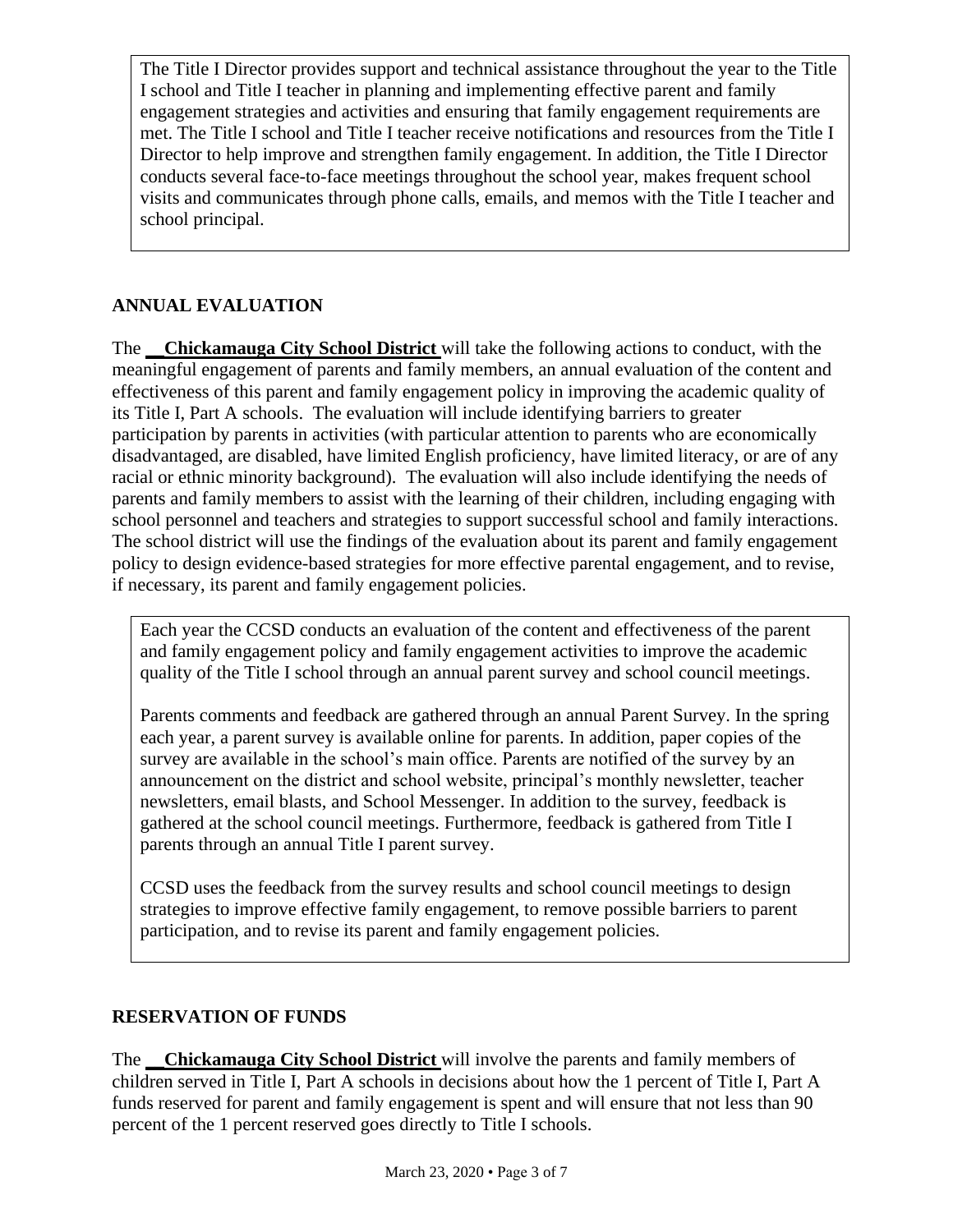The Title I Director provides support and technical assistance throughout the year to the Title I school and Title I teacher in planning and implementing effective parent and family engagement strategies and activities and ensuring that family engagement requirements are met. The Title I school and Title I teacher receive notifications and resources from the Title I Director to help improve and strengthen family engagement. In addition, the Title I Director conducts several face-to-face meetings throughout the school year, makes frequent school visits and communicates through phone calls, emails, and memos with the Title I teacher and school principal.

## ANNUAL EVALUATION

The **__Chickamauga City School District** will take the following actions to conduct, with the meaningful engagement of parents and family members, an annual evaluation of the content and effectiveness of this parent and family engagement policy in improving the academic quality of its Title I, Part A schools. The evaluation will include identifying barriers to greater participation by parents in activities (with particular attention to parents who are economically disadvantaged, are disabled, have limited English proficiency, have limited literacy, or are of any racial or ethnic minority background). The evaluation will also include identifying the needs of parents and family members to assist with the learning of their children, including engaging with school personnel and teachers and strategies to support successful school and family interactions. The school district will use the findings of the evaluation about its parent and family engagement policy to design evidence-based strategies for more effective parental engagement, and to revise, if necessary, its parent and family engagement policies.

Each year the CCSD conducts an evaluation of the content and effectiveness of the parent and family engagement policy and family engagement activities to improve the academic quality of the Title I school through an annual parent survey and school council meetings.

Parents comments and feedback are gathered through an annual Parent Survey. In the spring each year, a parent survey is available online for parents. In addition, paper copies of the survey are available in the school's main office. Parents are notified of the survey by an announcement on the district and school website, principal's monthly newsletter, teacher newsletters, email blasts, and School Messenger. In addition to the survey, feedback is gathered at the school council meetings. Furthermore, feedback is gathered from Title I parents through an annual Title I parent survey.

CCSD uses the feedback from the survey results and school council meetings to design strategies to improve effective family engagement, to remove possible barriers to parent participation, and to revise its parent and family engagement policies.

## RESERVATION OF FUNDS

The **__Chickamauga City School District** will involve the parents and family members of children served in Title I, Part A schools in decisions about how the 1 percent of Title I, Part A funds reserved for parent and family engagement is spent and will ensure that not less than 90 percent of the 1 percent reserved goes directly to Title I schools.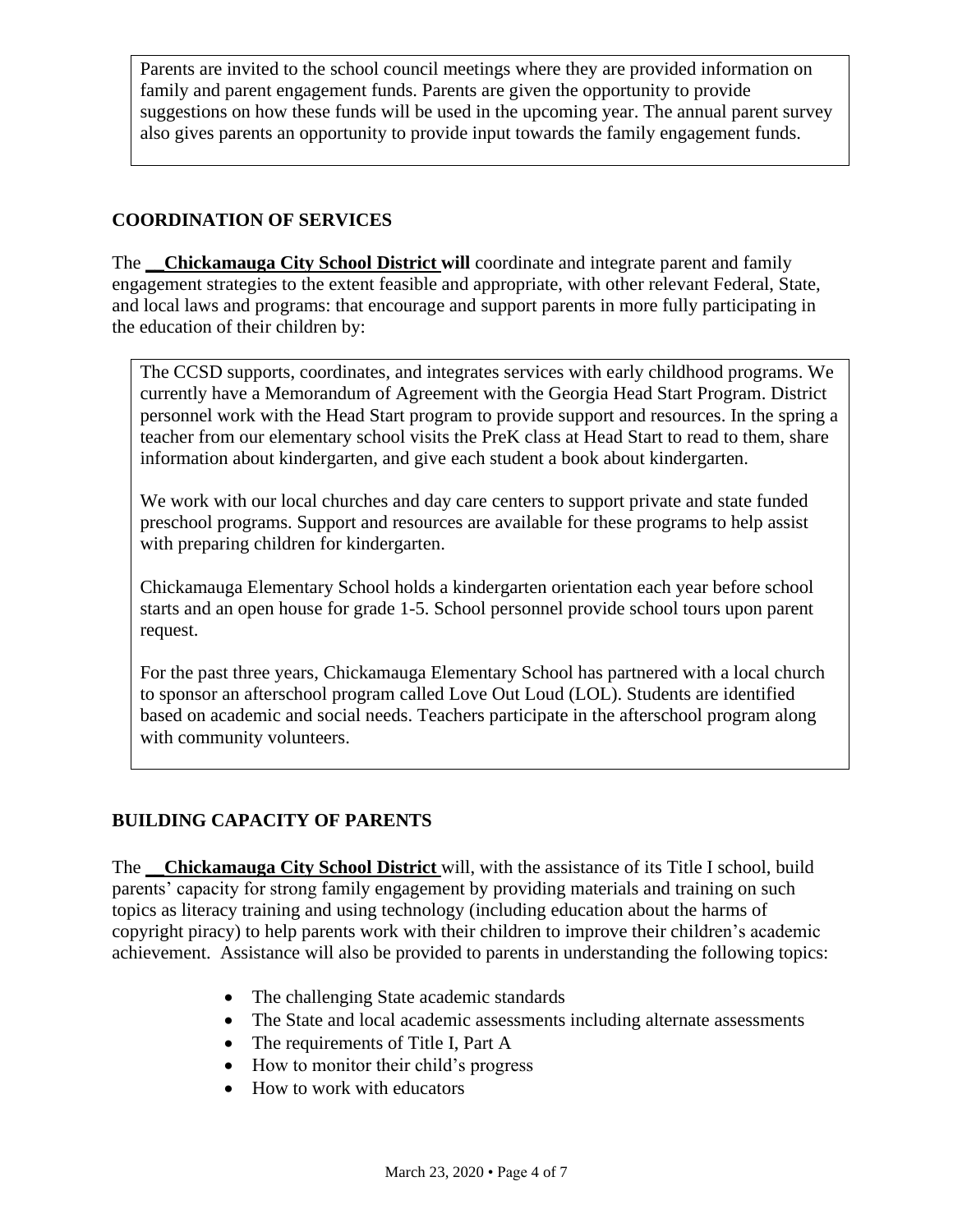Parents are invited to the school council meetings where they are provided information on family and parent engagement funds. Parents are given the opportunity to provide suggestions on how these funds will be used in the upcoming year. The annual parent survey also gives parents an opportunity to provide input towards the family engagement funds.

## COORDINATION OF SERVICES

The __**Chickamauga City School District will** coordinate and integrate parent and family engagement strategies to the extent feasible and appropriate, with other relevant Federal, State, and local laws and programs: that encourage and support parents in more fully participating in the education of their children by:

The CCSD supports, coordinates, and integrates services with early childhood programs. We currently have a Memorandum of Agreement with the Georgia Head Start Program. District personnel work with the Head Start program to provide support and resources. In the spring a teacher from our elementary school visits the PreK class at Head Start to read to them, share information about kindergarten, and give each student a book about kindergarten.

We work with our local churches and day care centers to support private and state funded preschool programs. Support and resources are available for these programs to help assist with preparing children for kindergarten.

Chickamauga Elementary School holds a kindergarten orientation each year before school starts and an open house for grade 1-5. School personnel provide school tours upon parent request.

For the past three years, Chickamauga Elementary School has partnered with a local church to sponsor an afterschool program called Love Out Loud (LOL). Students are identified based on academic and social needs. Teachers participate in the afterschool program along with community volunteers.

## BUILDING CAPACITY OF PARENTS

The __**Chickamauga City School District** will, with the assistance of its Title I school, build parents' capacity for strong family engagement by providing materials and training on such topics as literacy training and using technology (including education about the harms of copyright piracy) to help parents work with their children to improve their children's academic achievement. Assistance will also be provided to parents in understanding the following topics:

- The challenging State academic standards
- The State and local academic assessments including alternate assessments
- The requirements of Title I, Part A
- How to monitor their child's progress
- How to work with educators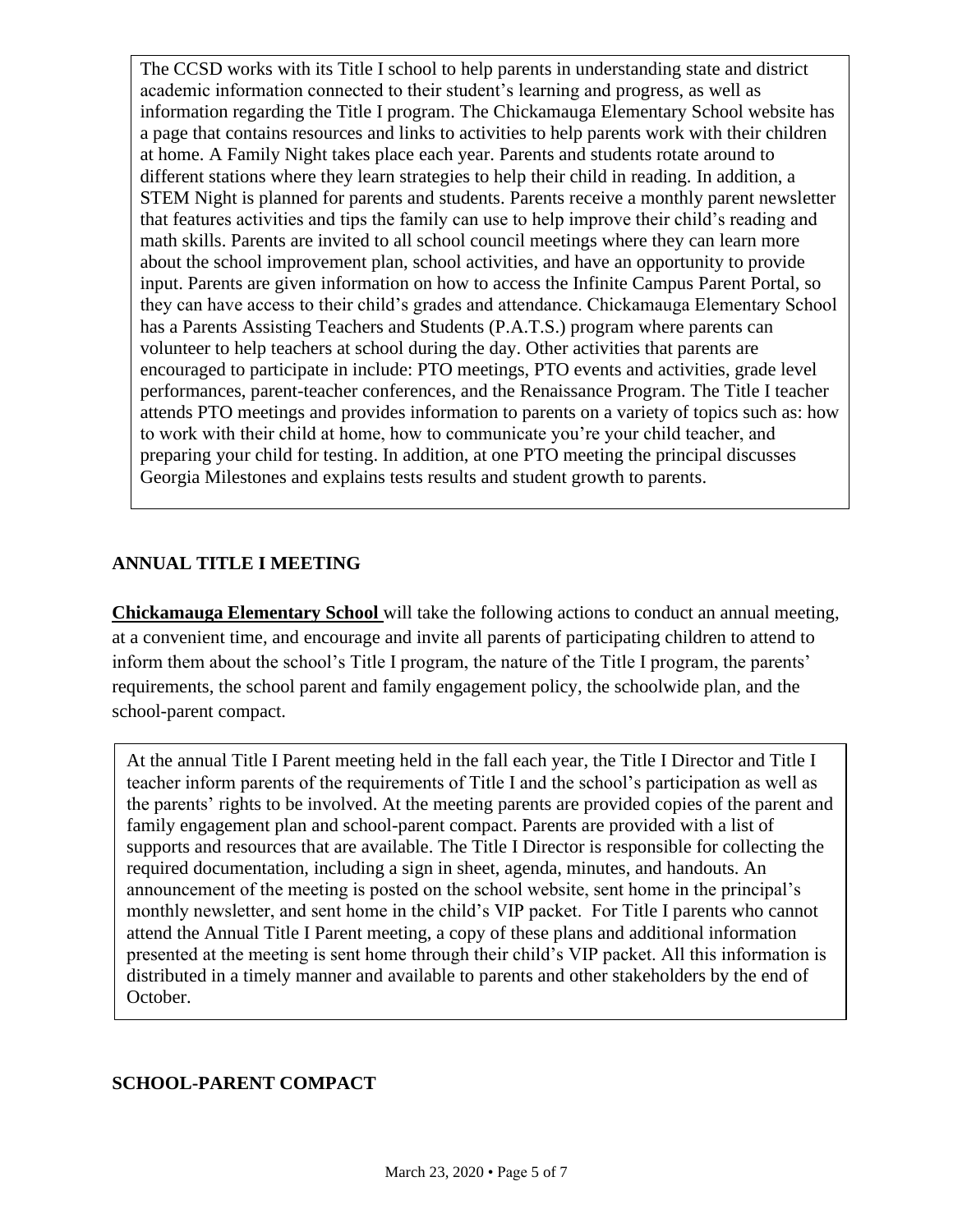The CCSD works with its Title I school to help parents in understanding state and district academic information connected to their student's learning and progress, as well as information regarding the Title I program. The Chickamauga Elementary School website has a page that contains resources and links to activities to help parents work with their children at home. A Family Night takes place each year. Parents and students rotate around to different stations where they learn strategies to help their child in reading. In addition, a STEM Night is planned for parents and students. Parents receive a monthly parent newsletter that features activities and tips the family can use to help improve their child's reading and math skills. Parents are invited to all school council meetings where they can learn more about the school improvement plan, school activities, and have an opportunity to provide input. Parents are given information on how to access the Infinite Campus Parent Portal, so they can have access to their child's grades and attendance. Chickamauga Elementary School has a Parents Assisting Teachers and Students (P.A.T.S.) program where parents can volunteer to help teachers at school during the day. Other activities that parents are encouraged to participate in include: PTO meetings, PTO events and activities, grade level performances, parent-teacher conferences, and the Renaissance Program. The Title I teacher attends PTO meetings and provides information to parents on a variety of topics such as: how to work with their child at home, how to communicate you're your child teacher, and preparing your child for testing. In addition, at one PTO meeting the principal discusses Georgia Milestones and explains tests results and student growth to parents.

## ANNUAL TITLE I MEETING

**Chickamauga Elementary School** will take the following actions to conduct an annual meeting, at a convenient time, and encourage and invite all parents of participating children to attend to inform them about the school's Title I program, the nature of the Title I program, the parents' requirements, the school parent and family engagement policy, the schoolwide plan, and the school-parent compact.

At the annual Title I Parent meeting held in the fall each year, the Title I Director and Title I teacher inform parents of the requirements of Title I and the school's participation as well as the parents' rights to be involved. At the meeting parents are provided copies of the parent and family engagement plan and school-parent compact. Parents are provided with a list of supports and resources that are available. The Title I Director is responsible for collecting the required documentation, including a sign in sheet, agenda, minutes, and handouts. An announcement of the meeting is posted on the school website, sent home in the principal's monthly newsletter, and sent home in the child's VIP packet. For Title I parents who cannot attend the Annual Title I Parent meeting, a copy of these plans and additional information presented at the meeting is sent home through their child's VIP packet. All this information is distributed in a timely manner and available to parents and other stakeholders by the end of October.

## SCHOOL-PARENT COMPACT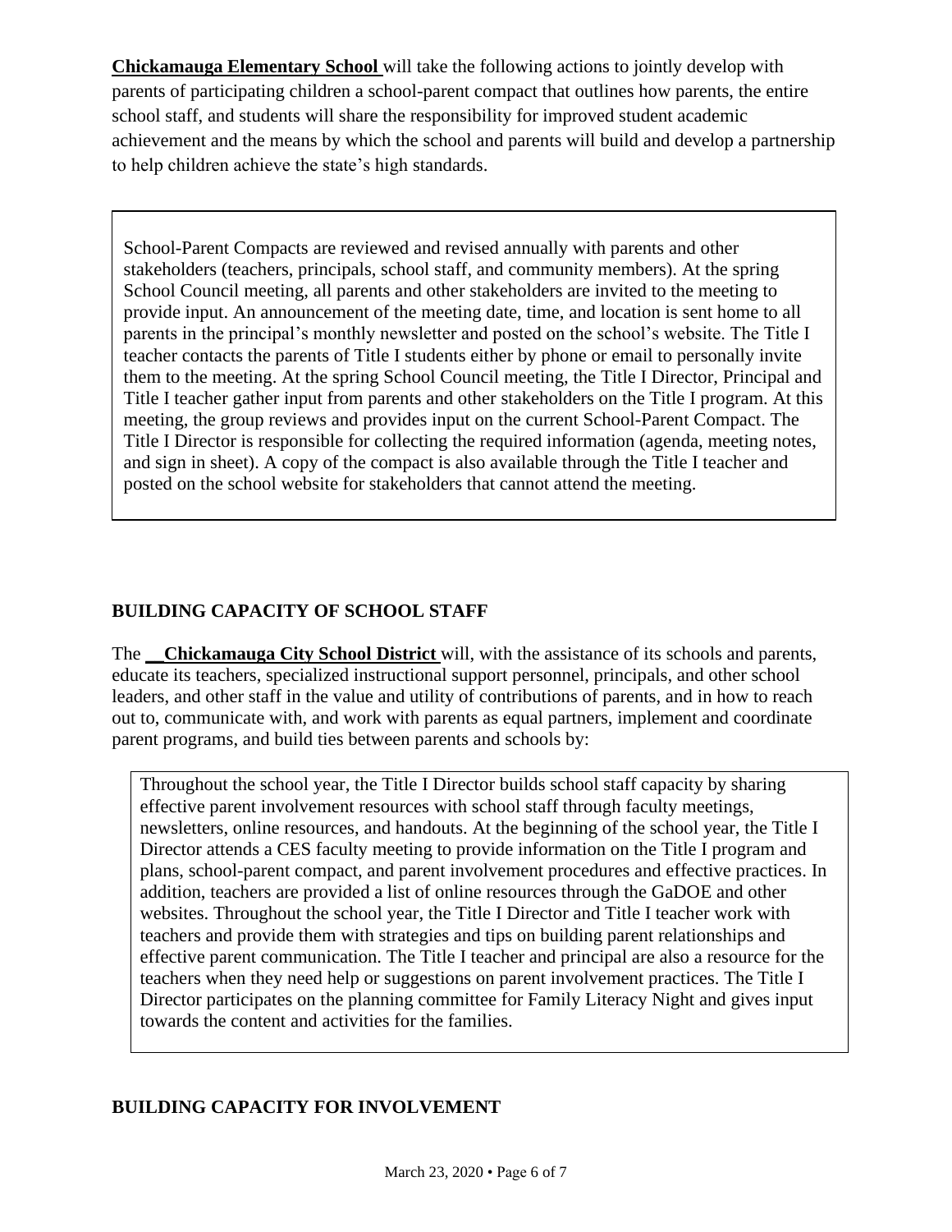**Chickamauga Elementary School** will take the following actions to jointly develop with parents of participating children a school-parent compact that outlines how parents, the entire school staff, and students will share the responsibility for improved student academic achievement and the means by which the school and parents will build and develop a partnership to help children achieve the state's high standards.

School-Parent Compacts are reviewed and revised annually with parents and other stakeholders (teachers, principals, school staff, and community members). At the spring School Council meeting, all parents and other stakeholders are invited to the meeting to provide input. An announcement of the meeting date, time, and location is sent home to all parents in the principal's monthly newsletter and posted on the school's website. The Title I teacher contacts the parents of Title I students either by phone or email to personally invite them to the meeting. At the spring School Council meeting, the Title I Director, Principal and Title I teacher gather input from parents and other stakeholders on the Title I program. At this meeting, the group reviews and provides input on the current School-Parent Compact. The Title I Director is responsible for collecting the required information (agenda, meeting notes, and sign in sheet). A copy of the compact is also available through the Title I teacher and posted on the school website for stakeholders that cannot attend the meeting.

## BUILDING CAPACITY OF SCHOOL STAFF

The **Chickamauga City School District** will, with the assistance of its schools and parents, educate its teachers, specialized instructional support personnel, principals, and other school leaders, and other staff in the value and utility of contributions of parents, and in how to reach out to, communicate with, and work with parents as equal partners, implement and coordinate parent programs, and build ties between parents and schools by:

Throughout the school year, the Title I Director builds school staff capacity by sharing effective parent involvement resources with school staff through faculty meetings, newsletters, online resources, and handouts. At the beginning of the school year, the Title I Director attends a CES faculty meeting to provide information on the Title I program and plans, school-parent compact, and parent involvement procedures and effective practices. In addition, teachers are provided a list of online resources through the GaDOE and other websites. Throughout the school year, the Title I Director and Title I teacher work with teachers and provide them with strategies and tips on building parent relationships and effective parent communication. The Title I teacher and principal are also a resource for the teachers when they need help or suggestions on parent involvement practices. The Title I Director participates on the planning committee for Family Literacy Night and gives input towards the content and activities for the families.

## BUILDING CAPACITY FOR INVOLVEMENT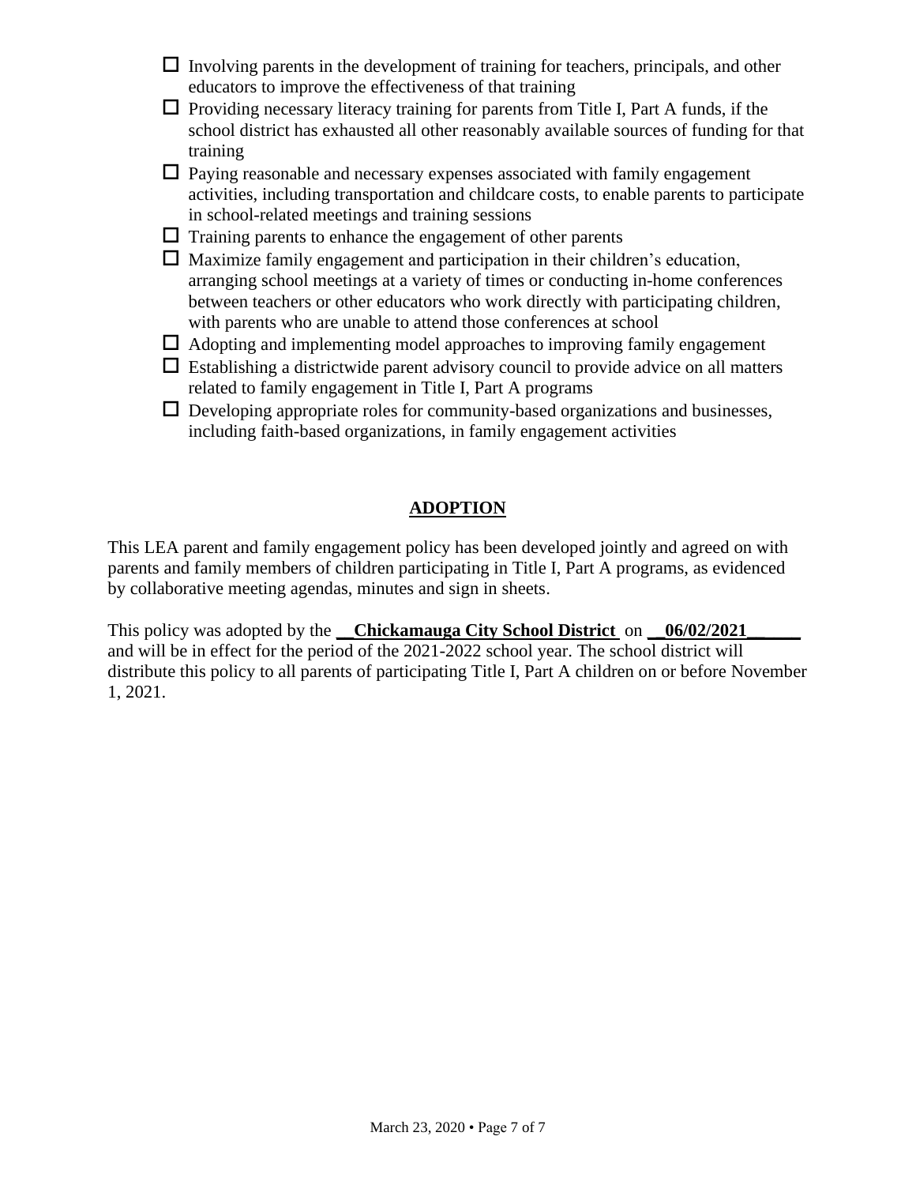- ☐ Involving parents in the development of training for teachers, principals, and other educators to improve the effectiveness of that training
- ☐ Providing necessary literacy training for parents from Title I, Part A funds, if the school district has exhausted all other reasonably available sources of funding for that training
- ☐ Paying reasonable and necessary expenses associated with family engagement activities, including transportation and childcare costs, to enable parents to participate in school-related meetings and training sessions
- ☐ Training parents to enhance the engagement of other parents
- ☐ Maximize family engagement and participation in their children's education, arranging school meetings at a variety of times or conducting in-home conferences between teachers or other educators who work directly with participating children, with parents who are unable to attend those conferences at school
- ☐ Adopting and implementing model approaches to improving family engagement
- ☐ Establishing a districtwide parent advisory council to provide advice on all matters related to family engagement in Title I, Part A programs
- ☐ Developing appropriate roles for community-based organizations and businesses, including faith-based organizations, in family engagement activities

## ADOPTION

This LEA parent and family engagement policy has been developed jointly and agreed on with parents and family members of children participating in Title I, Part A programs, as evidenced by collaborative meeting agendas, minutes and sign in sheets.

This policy was adopted by the **__Chickamauga City School District** on **__06/02/2021______** and will be in effect for the period of the 2021-2022 school year. The school district will distribute this policy to all parents of participating Title I, Part A children on or before November 1, 2021.